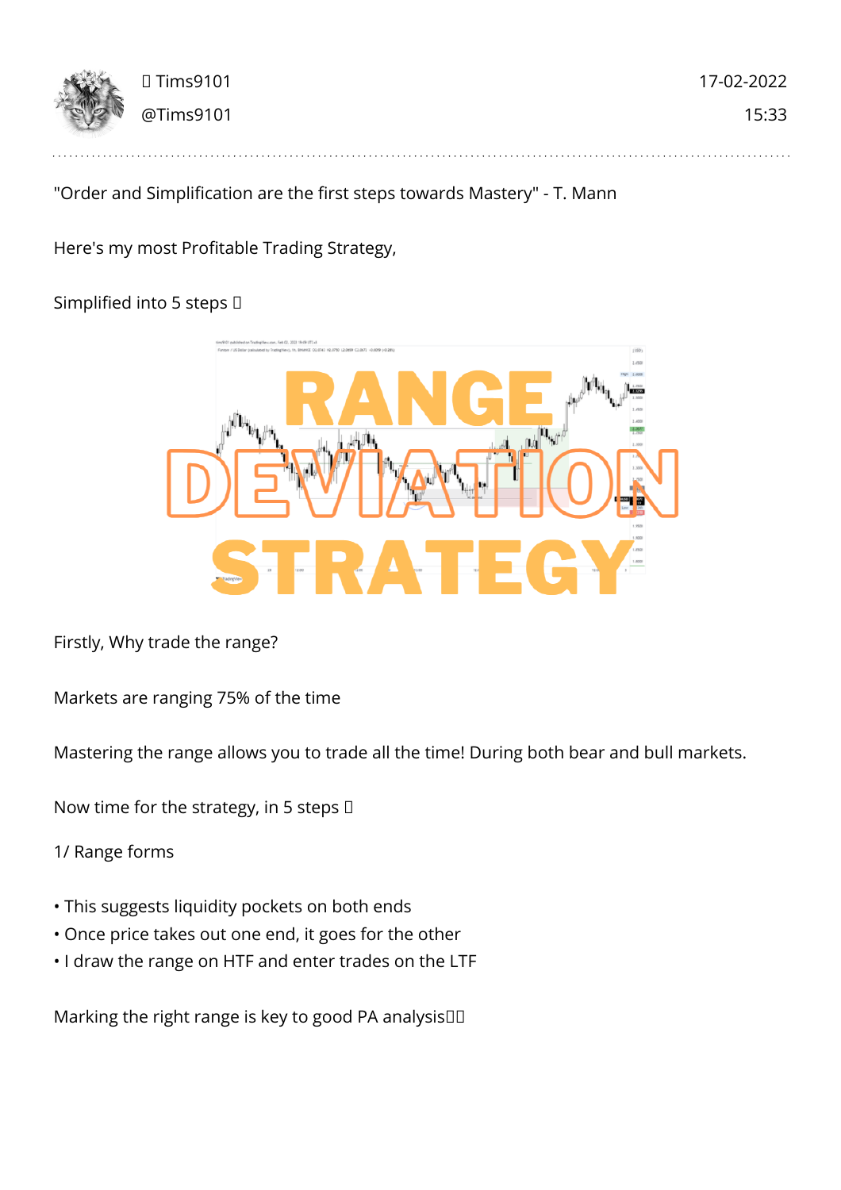Tims9101
@Tims9101

17-02-2022
15:33

"Order and Simplification are the first steps towards Mastery" - T. Mann

Here's my most Profitable Trading Strategy,

Simplified into 5 steps 

Firstly, Why trade the range?

Markets are ranging 75% of the time

Mastering the range allows you to trade all the time! During both bear and bull markets.

Now time for the strategy, in 5 steps 

1/ Range forms

- This suggests liquidity pockets on both ends
- Once price takes out one end, it goes for the other
- I draw the range on HTF and enter trades on the LTF

Marking the right range is key to good PA analysis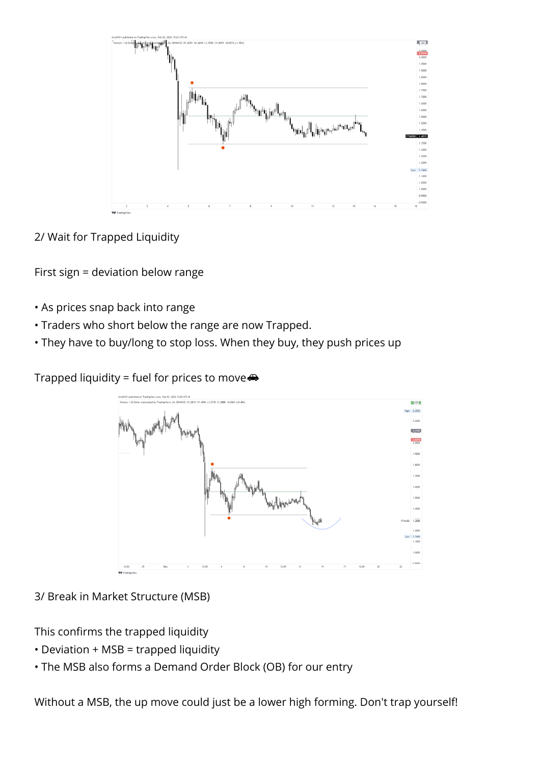2/ Wait for Trapped Liquidity

First sign = deviation below range

• As prices snap back into range
• Traders who short below the range are now Trapped.
• They have to buy/long to stop loss. When they buy, they push prices up

Trapped liquidity = fuel for prices to move🚗

3/ Break in Market Structure (MSB)

This confirms the trapped liquidity
• Deviation + MSB = trapped liquidity
• The MSB also forms a Demand Order Block (OB) for our entry

Without a MSB, the up move could just be a lower high forming. Don't trap yourself!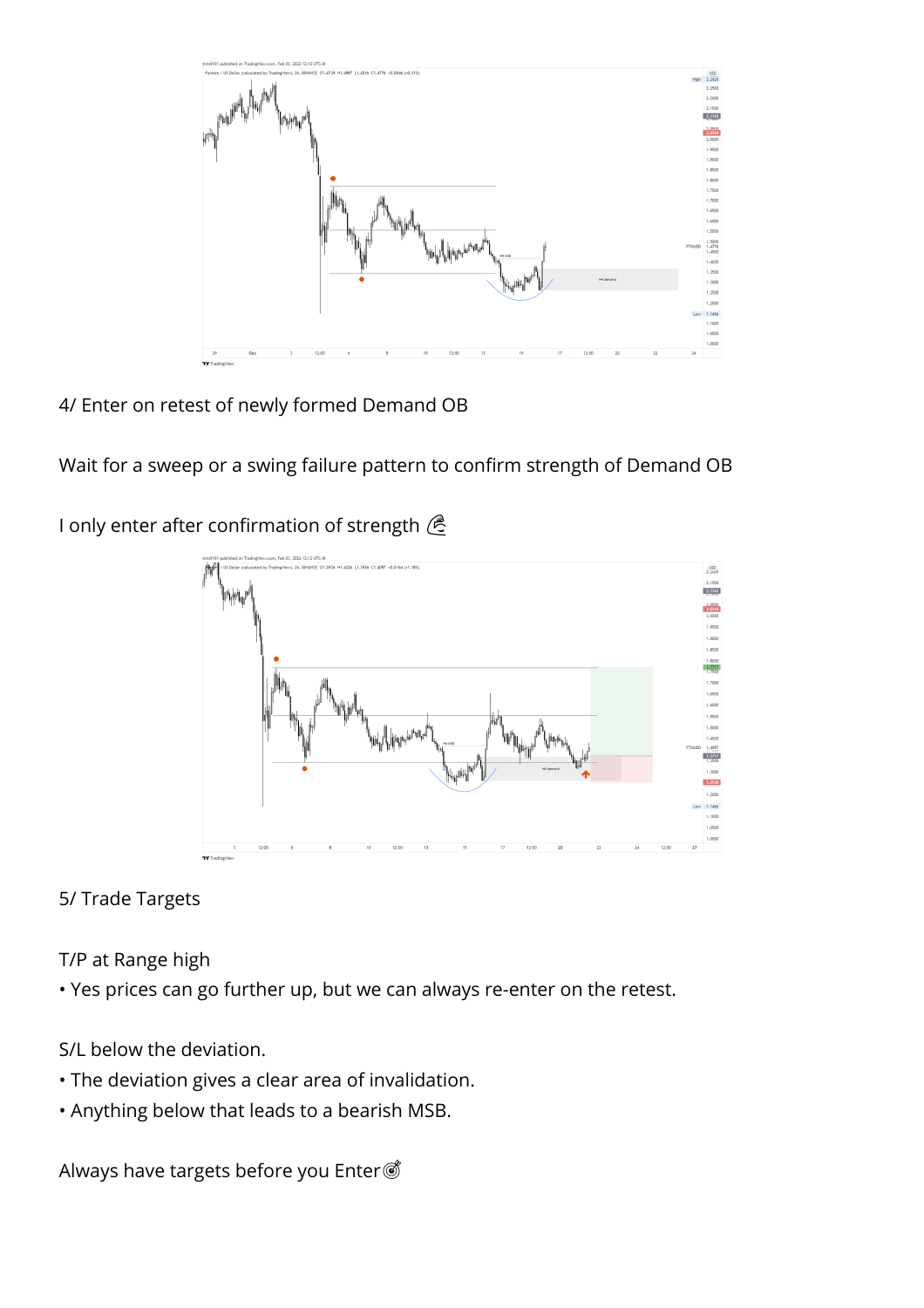4/ Enter on retest of newly formed Demand OB

Wait for a sweep or a swing failure pattern to confirm strength of Demand OB

I only enter after confirmation of strength 💪

5/ Trade Targets

T/P at Range high

- Yes prices can go further up, but we can always re-enter on the retest.

S/L below the deviation.

- The deviation gives a clear area of invalidation.
- Anything below that leads to a bearish MSB.

Always have targets before you Enter🎯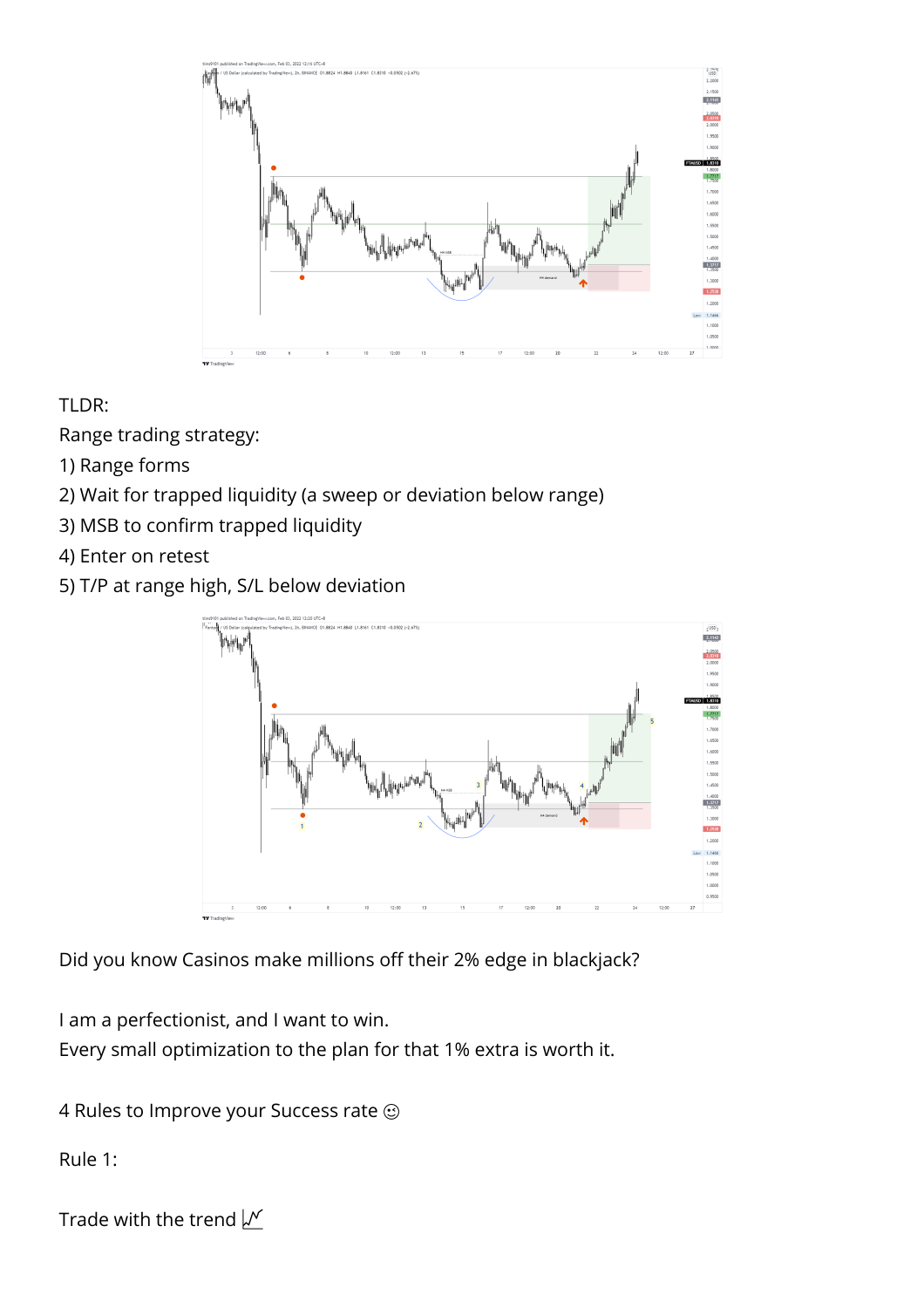TLDR:

Range trading strategy:

1) Range forms
2) Wait for trapped liquidity (a sweep or deviation below range)
3) MSB to confirm trapped liquidity
4) Enter on retest
5) T/P at range high, S/L below deviation

Did you know Casinos make millions off their 2% edge in blackjack?

I am a perfectionist, and I want to win.
Every small optimization to the plan for that 1% extra is worth it.

4 Rules to Improve your Success rate 😉

Rule 1:

Trade with the trend 📈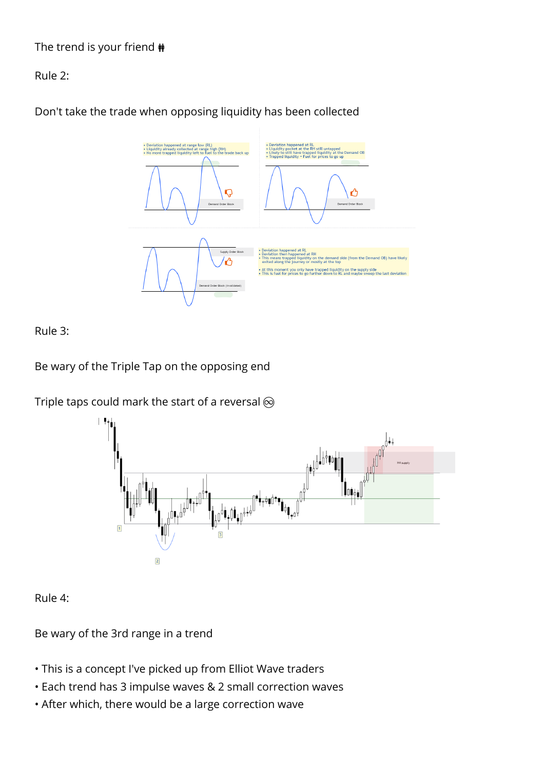The trend is your friend 👬

Rule 2:

Don't take the trade when opposing liquidity has been collected

Rule 3:

Be wary of the Triple Tap on the opposing end

Triple taps could mark the start of a reversal ♾️

Rule 4:

Be wary of the 3rd range in a trend

- This is a concept I've picked up from Elliot Wave traders
- Each trend has 3 impulse waves & 2 small correction waves
- After which, there would be a large correction wave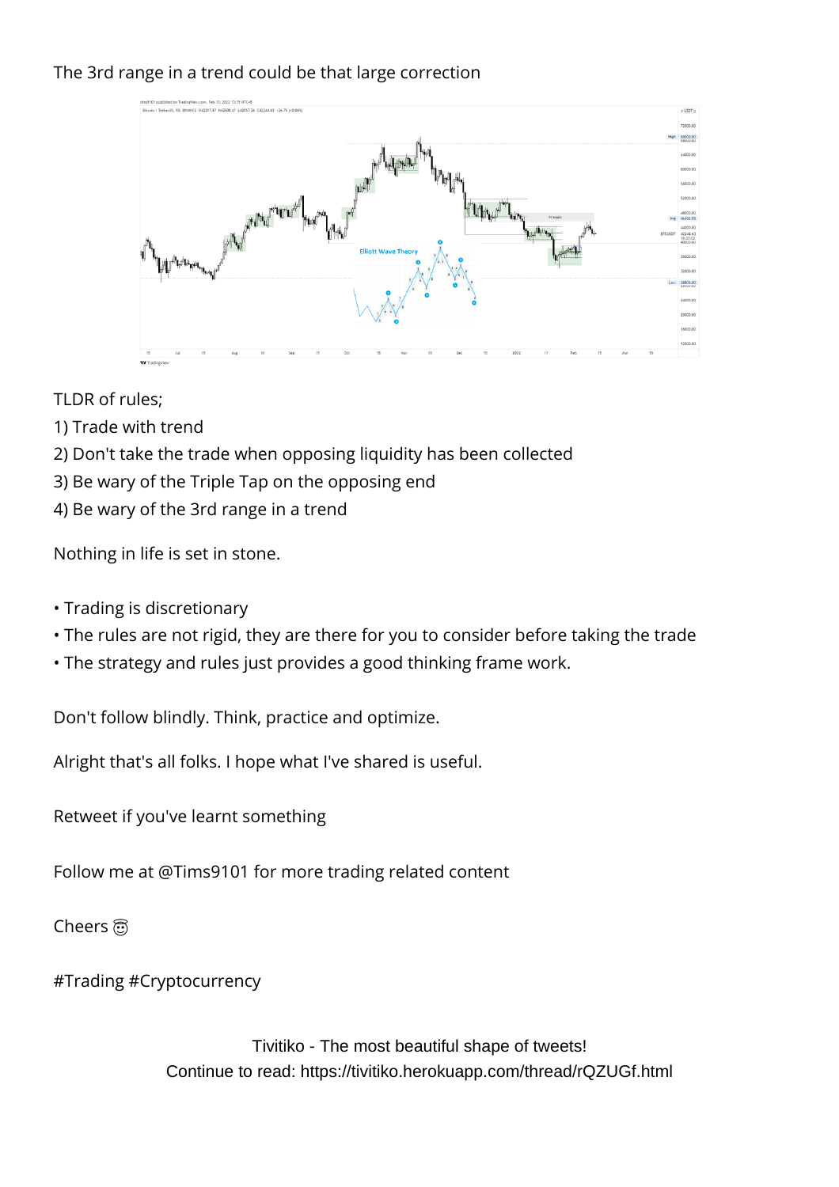The 3rd range in a trend could be that large correction

TLDR of rules;

1) Trade with trend
2) Don't take the trade when opposing liquidity has been collected
3) Be wary of the Triple Tap on the opposing end
4) Be wary of the 3rd range in a trend

Nothing in life is set in stone.

- Trading is discretionary
- The rules are not rigid, they are there for you to consider before taking the trade
- The strategy and rules just provides a good thinking frame work.

Don't follow blindly. Think, practice and optimize.

Alright that's all folks. I hope what I've shared is useful.

Retweet if you've learnt something

Follow me at @Tims9101 for more trading related content

Cheers 😇

#Trading #Cryptocurrency

Tivitiko - The most beautiful shape of tweets!
Continue to read: https://tivitiko.herokuapp.com/thread/rQZUGf.html